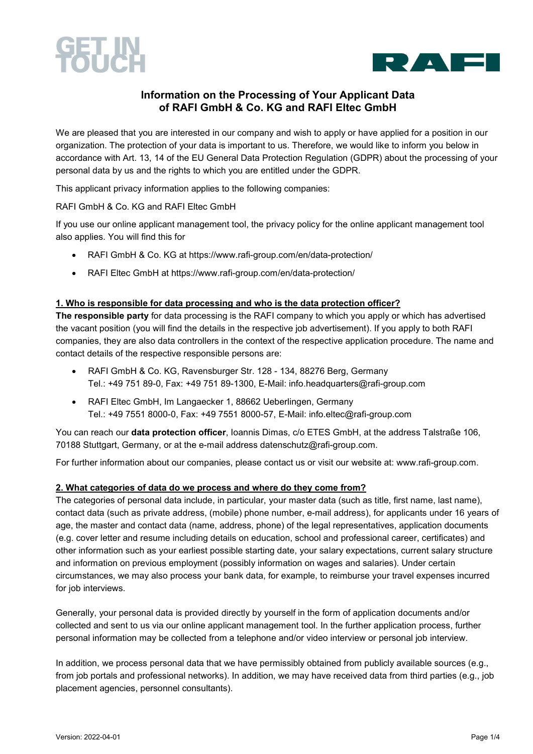# Information on the Processing of Your Applicant Data of RAFI GmbH & Co. KG and RAFI Eltec GmbH

We are pleased that you are interested in our company and wish to apply or have applied for a position in our organization. The protection of your data is important to us. Therefore, we would like to inform you below in accordance with Art. 13, 14 of the EU General Data Protection Regulation (GDPR) about the processing of your personal data by us and the rights to which you are entitled under the GDPR.

This applicant privacy information applies to the following companies:

RAFI GmbH & Co. KG and RAFI Eltec GmbH

If you use our online applicant management tool, the privacy policy for the online applicant management tool also applies. You will find this for

- RAFI GmbH & Co. KG at https://www.rafi-group.com/en/data-protection/
- RAFI Eltec GmbH at https://www.rafi-group.com/en/data-protection/

## 1. Who is responsible for data processing and who is the data protection officer?

**The responsible party** for data processing is the RAFI company to which you apply or which has advertised the vacant position (you will find the details in the respective job advertisement). If you apply to both RAFI companies, they are also data controllers in the context of the respective application procedure. The name and contact details of the respective responsible persons are:

- RAFI GmbH & Co. KG, Ravensburger Str. 128 - 134, 88276 Berg, Germany
  Tel.: +49 751 89-0, Fax: +49 751 89-1300, E-Mail: info.headquarters@rafi-group.com
- RAFI Eltec GmbH, Im Langaecker 1, 88662 Ueberlingen, Germany
  Tel.: +49 7551 8000-0, Fax: +49 7551 8000-57, E-Mail: info.eltec@rafi-group.com

You can reach our **data protection officer**, Ioannis Dimas, c/o ETES GmbH, at the address Talstraße 106, 70188 Stuttgart, Germany, or at the e-mail address datenschutz@rafi-group.com.

For further information about our companies, please contact us or visit our website at: www.rafi-group.com.

## 2. What categories of data do we process and where do they come from?

The categories of personal data include, in particular, your master data (such as title, first name, last name), contact data (such as private address, (mobile) phone number, e-mail address), for applicants under 16 years of age, the master and contact data (name, address, phone) of the legal representatives, application documents (e.g. cover letter and resume including details on education, school and professional career, certificates) and other information such as your earliest possible starting date, your salary expectations, current salary structure and information on previous employment (possibly information on wages and salaries). Under certain circumstances, we may also process your bank data, for example, to reimburse your travel expenses incurred for job interviews.

Generally, your personal data is provided directly by yourself in the form of application documents and/or collected and sent to us via our online applicant management tool. In the further application process, further personal information may be collected from a telephone and/or video interview or personal job interview.

In addition, we process personal data that we have permissibly obtained from publicly available sources (e.g., from job portals and professional networks). In addition, we may have received data from third parties (e.g., job placement agencies, personnel consultants).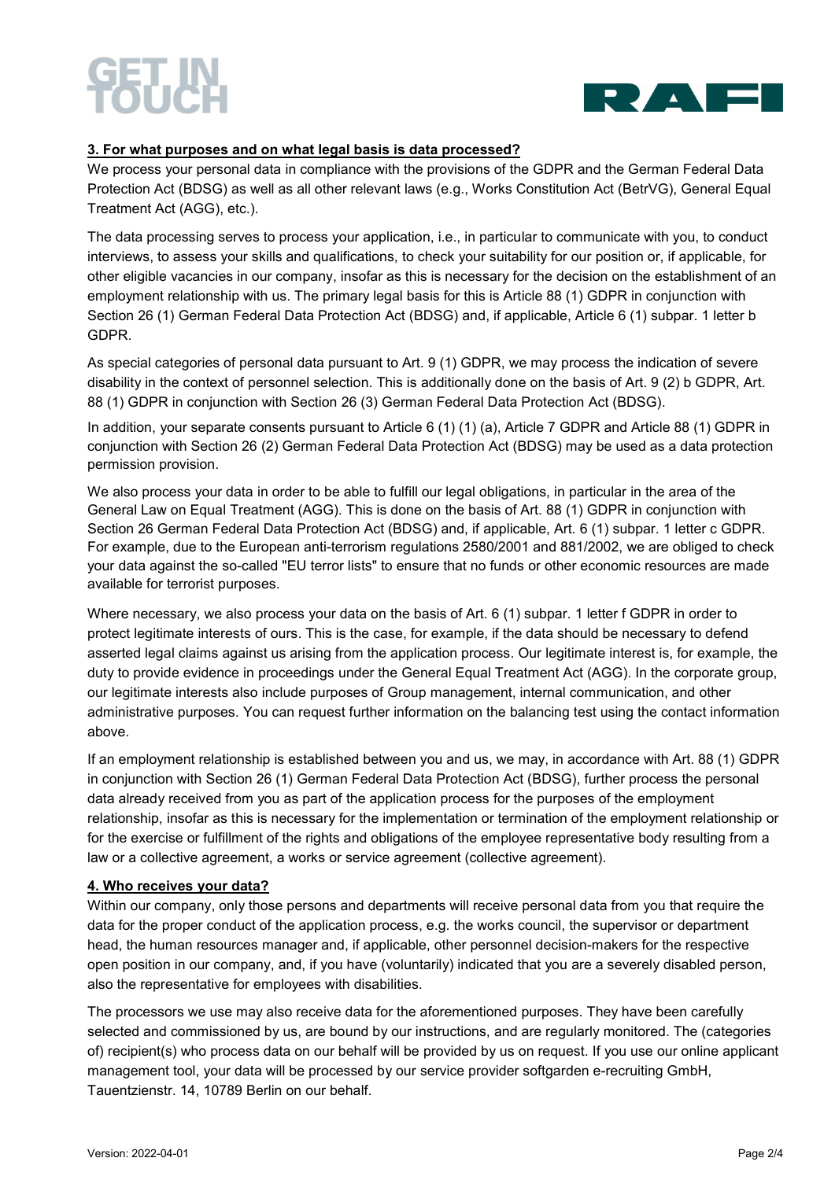## 3. For what purposes and on what legal basis is data processed?

We process your personal data in compliance with the provisions of the GDPR and the German Federal Data Protection Act (BDSG) as well as all other relevant laws (e.g., Works Constitution Act (BetrVG), General Equal Treatment Act (AGG), etc.).

The data processing serves to process your application, i.e., in particular to communicate with you, to conduct interviews, to assess your skills and qualifications, to check your suitability for our position or, if applicable, for other eligible vacancies in our company, insofar as this is necessary for the decision on the establishment of an employment relationship with us. The primary legal basis for this is Article 88 (1) GDPR in conjunction with Section 26 (1) German Federal Data Protection Act (BDSG) and, if applicable, Article 6 (1) subpar. 1 letter b GDPR.

As special categories of personal data pursuant to Art. 9 (1) GDPR, we may process the indication of severe disability in the context of personnel selection. This is additionally done on the basis of Art. 9 (2) b GDPR, Art. 88 (1) GDPR in conjunction with Section 26 (3) German Federal Data Protection Act (BDSG).

In addition, your separate consents pursuant to Article 6 (1) (1) (a), Article 7 GDPR and Article 88 (1) GDPR in conjunction with Section 26 (2) German Federal Data Protection Act (BDSG) may be used as a data protection permission provision.

We also process your data in order to be able to fulfill our legal obligations, in particular in the area of the General Law on Equal Treatment (AGG). This is done on the basis of Art. 88 (1) GDPR in conjunction with Section 26 German Federal Data Protection Act (BDSG) and, if applicable, Art. 6 (1) subpar. 1 letter c GDPR. For example, due to the European anti-terrorism regulations 2580/2001 and 881/2002, we are obliged to check your data against the so-called "EU terror lists" to ensure that no funds or other economic resources are made available for terrorist purposes.

Where necessary, we also process your data on the basis of Art. 6 (1) subpar. 1 letter f GDPR in order to protect legitimate interests of ours. This is the case, for example, if the data should be necessary to defend asserted legal claims against us arising from the application process. Our legitimate interest is, for example, the duty to provide evidence in proceedings under the General Equal Treatment Act (AGG). In the corporate group, our legitimate interests also include purposes of Group management, internal communication, and other administrative purposes. You can request further information on the balancing test using the contact information above.

If an employment relationship is established between you and us, we may, in accordance with Art. 88 (1) GDPR in conjunction with Section 26 (1) German Federal Data Protection Act (BDSG), further process the personal data already received from you as part of the application process for the purposes of the employment relationship, insofar as this is necessary for the implementation or termination of the employment relationship or for the exercise or fulfillment of the rights and obligations of the employee representative body resulting from a law or a collective agreement, a works or service agreement (collective agreement).

## 4. Who receives your data?

Within our company, only those persons and departments will receive personal data from you that require the data for the proper conduct of the application process, e.g. the works council, the supervisor or department head, the human resources manager and, if applicable, other personnel decision-makers for the respective open position in our company, and, if you have (voluntarily) indicated that you are a severely disabled person, also the representative for employees with disabilities.

The processors we use may also receive data for the aforementioned purposes. They have been carefully selected and commissioned by us, are bound by our instructions, and are regularly monitored. The (categories of) recipient(s) who process data on our behalf will be provided by us on request. If you use our online applicant management tool, your data will be processed by our service provider softgarden e-recruiting GmbH, Tauentzienstr. 14, 10789 Berlin on our behalf.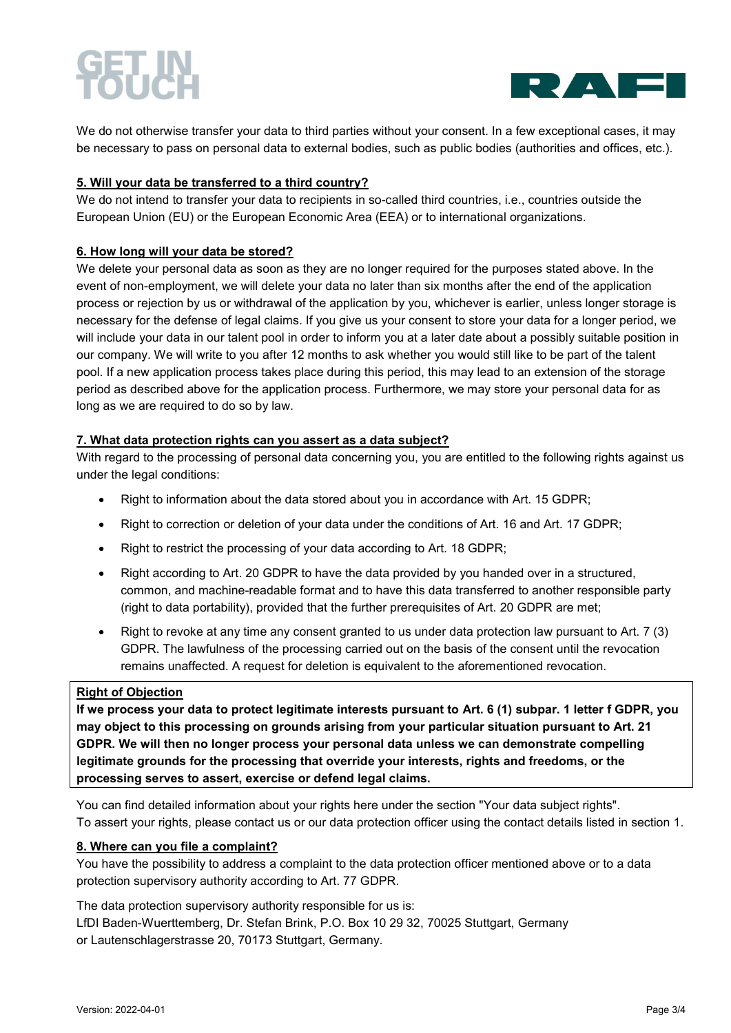We do not otherwise transfer your data to third parties without your consent. In a few exceptional cases, it may be necessary to pass on personal data to external bodies, such as public bodies (authorities and offices, etc.).

### 5. Will your data be transferred to a third country?

We do not intend to transfer your data to recipients in so-called third countries, i.e., countries outside the European Union (EU) or the European Economic Area (EEA) or to international organizations.

### 6. How long will your data be stored?

We delete your personal data as soon as they are no longer required for the purposes stated above. In the event of non-employment, we will delete your data no later than six months after the end of the application process or rejection by us or withdrawal of the application by you, whichever is earlier, unless longer storage is necessary for the defense of legal claims. If you give us your consent to store your data for a longer period, we will include your data in our talent pool in order to inform you at a later date about a possibly suitable position in our company. We will write to you after 12 months to ask whether you would still like to be part of the talent pool. If a new application process takes place during this period, this may lead to an extension of the storage period as described above for the application process. Furthermore, we may store your personal data for as long as we are required to do so by law.

### 7. What data protection rights can you assert as a data subject?

With regard to the processing of personal data concerning you, you are entitled to the following rights against us under the legal conditions:

- Right to information about the data stored about you in accordance with Art. 15 GDPR;
- Right to correction or deletion of your data under the conditions of Art. 16 and Art. 17 GDPR;
- Right to restrict the processing of your data according to Art. 18 GDPR;
- Right according to Art. 20 GDPR to have the data provided by you handed over in a structured, common, and machine-readable format and to have this data transferred to another responsible party (right to data portability), provided that the further prerequisites of Art. 20 GDPR are met;
- Right to revoke at any time any consent granted to us under data protection law pursuant to Art. 7 (3) GDPR. The lawfulness of the processing carried out on the basis of the consent until the revocation remains unaffected. A request for deletion is equivalent to the aforementioned revocation.

**Right of Objection**

**If we process your data to protect legitimate interests pursuant to Art. 6 (1) subpar. 1 letter f GDPR, you may object to this processing on grounds arising from your particular situation pursuant to Art. 21 GDPR. We will then no longer process your personal data unless we can demonstrate compelling legitimate grounds for the processing that override your interests, rights and freedoms, or the processing serves to assert, exercise or defend legal claims.**

You can find detailed information about your rights here under the section "Your data subject rights".
To assert your rights, please contact us or our data protection officer using the contact details listed in section 1.

### 8. Where can you file a complaint?

You have the possibility to address a complaint to the data protection officer mentioned above or to a data protection supervisory authority according to Art. 77 GDPR.

The data protection supervisory authority responsible for us is:
LfDI Baden-Wuerttemberg, Dr. Stefan Brink, P.O. Box 10 29 32, 70025 Stuttgart, Germany
or Lautenschlagerstrasse 20, 70173 Stuttgart, Germany.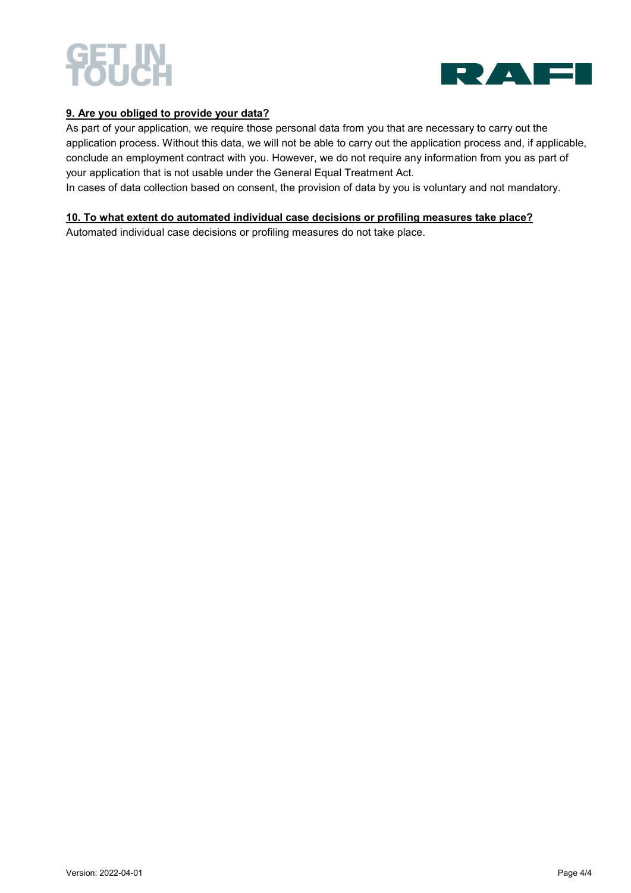## 9. Are you obliged to provide your data?

As part of your application, we require those personal data from you that are necessary to carry out the application process. Without this data, we will not be able to carry out the application process and, if applicable, conclude an employment contract with you. However, we do not require any information from you as part of your application that is not usable under the General Equal Treatment Act.

In cases of data collection based on consent, the provision of data by you is voluntary and not mandatory.

## 10. To what extent do automated individual case decisions or profiling measures take place?

Automated individual case decisions or profiling measures do not take place.

Version: 2022-04-01